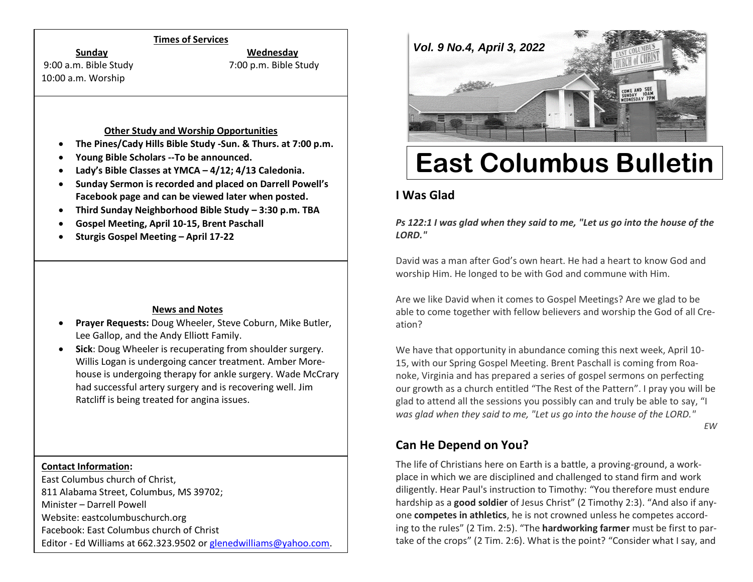**Times of Services**

**Sunday**
9:00 a.m. Bible Study
10:00 a.m. Worship

**Wednesday**
7:00 p.m. Bible Study

**Other Study and Worship Opportunities**

- **The Pines/Cady Hills Bible Study -Sun. & Thurs. at 7:00 p.m.**
- **Young Bible Scholars --To be announced.**
- **Lady's Bible Classes at YMCA – 4/12; 4/13 Caledonia.**
- **Sunday Sermon is recorded and placed on Darrell Powell's Facebook page and can be viewed later when posted.**
- **Third Sunday Neighborhood Bible Study – 3:30 p.m. TBA**
- **Gospel Meeting, April 10-15, Brent Paschall**
- **Sturgis Gospel Meeting – April 17-22**

**News and Notes**

- **Prayer Requests:** Doug Wheeler, Steve Coburn, Mike Butler, Lee Gallop, and the Andy Elliott Family.
- **Sick**: Doug Wheeler is recuperating from shoulder surgery. Willis Logan is undergoing cancer treatment. Amber Morehouse is undergoing therapy for ankle surgery. Wade McCrary had successful artery surgery and is recovering well. Jim Ratcliff is being treated for angina issues.

**Contact Information:**
East Columbus church of Christ,
811 Alabama Street, Columbus, MS 39702;
Minister – Darrell Powell
Website: eastcolumbuschurch.org
Facebook: East Columbus church of Christ
Editor - Ed Williams at 662.323.9502 or glenedwilliams@yahoo.com.

*Vol. 9 No.4, April 3, 2022*

# East Columbus Bulletin

## I Was Glad

***Ps 122:1 I was glad when they said to me, "Let us go into the house of the LORD."***

David was a man after God's own heart. He had a heart to know God and worship Him. He longed to be with God and commune with Him.

Are we like David when it comes to Gospel Meetings? Are we glad to be able to come together with fellow believers and worship the God of all Creation?

We have that opportunity in abundance coming this next week, April 10-15, with our Spring Gospel Meeting. Brent Paschall is coming from Roanoke, Virginia and has prepared a series of gospel sermons on perfecting our growth as a church entitled "The Rest of the Pattern". I pray you will be glad to attend all the sessions you possibly can and truly be able to say, "I *was glad when they said to me, "Let us go into the house of the LORD."*

*EW*

## Can He Depend on You?

The life of Christians here on Earth is a battle, a proving-ground, a workplace in which we are disciplined and challenged to stand firm and work diligently. Hear Paul's instruction to Timothy: "You therefore must endure hardship as a **good soldier** of Jesus Christ" (2 Timothy 2:3). "And also if anyone **competes in athletics**, he is not crowned unless he competes according to the rules" (2 Tim. 2:5). "The **hardworking farmer** must be first to partake of the crops" (2 Tim. 2:6). What is the point? "Consider what I say, and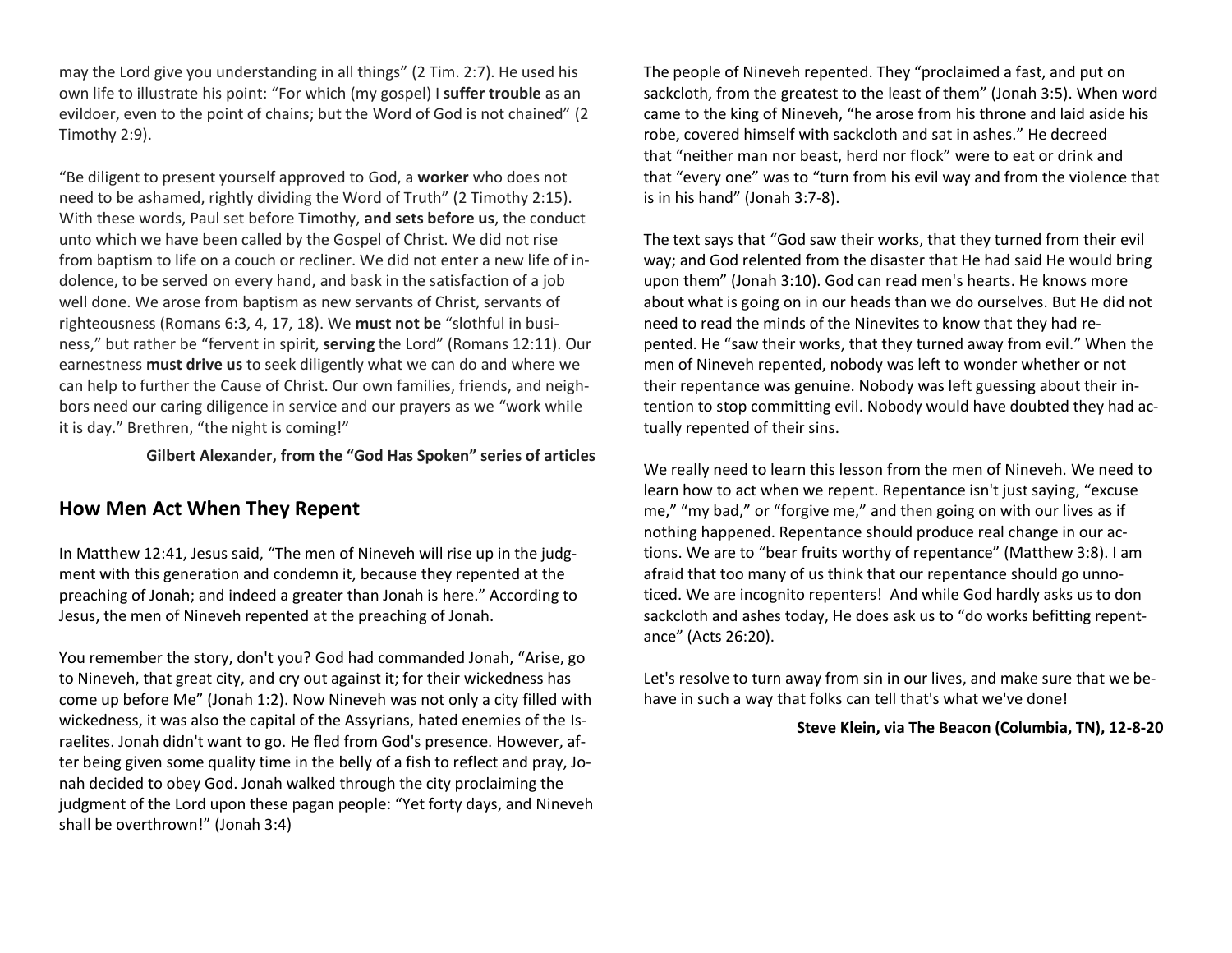may the Lord give you understanding in all things" (2 Tim. 2:7). He used his own life to illustrate his point: "For which (my gospel) I **suffer trouble** as an evildoer, even to the point of chains; but the Word of God is not chained" (2 Timothy 2:9).

"Be diligent to present yourself approved to God, a **worker** who does not need to be ashamed, rightly dividing the Word of Truth" (2 Timothy 2:15). With these words, Paul set before Timothy, **and sets before us**, the conduct unto which we have been called by the Gospel of Christ. We did not rise from baptism to life on a couch or recliner. We did not enter a new life of indolence, to be served on every hand, and bask in the satisfaction of a job well done. We arose from baptism as new servants of Christ, servants of righteousness (Romans 6:3, 4, 17, 18). We **must not be** "slothful in business," but rather be "fervent in spirit, **serving** the Lord" (Romans 12:11). Our earnestness **must drive us** to seek diligently what we can do and where we can help to further the Cause of Christ. Our own families, friends, and neighbors need our caring diligence in service and our prayers as we "work while it is day." Brethren, "the night is coming!"

**Gilbert Alexander, from the "God Has Spoken" series of articles**

## How Men Act When They Repent

In Matthew 12:41, Jesus said, "The men of Nineveh will rise up in the judgment with this generation and condemn it, because they repented at the preaching of Jonah; and indeed a greater than Jonah is here." According to Jesus, the men of Nineveh repented at the preaching of Jonah.

You remember the story, don't you? God had commanded Jonah, "Arise, go to Nineveh, that great city, and cry out against it; for their wickedness has come up before Me" (Jonah 1:2). Now Nineveh was not only a city filled with wickedness, it was also the capital of the Assyrians, hated enemies of the Israelites. Jonah didn't want to go. He fled from God's presence. However, after being given some quality time in the belly of a fish to reflect and pray, Jonah decided to obey God. Jonah walked through the city proclaiming the judgment of the Lord upon these pagan people: "Yet forty days, and Nineveh shall be overthrown!" (Jonah 3:4)

The people of Nineveh repented. They "proclaimed a fast, and put on sackcloth, from the greatest to the least of them" (Jonah 3:5). When word came to the king of Nineveh, "he arose from his throne and laid aside his robe, covered himself with sackcloth and sat in ashes." He decreed that "neither man nor beast, herd nor flock" were to eat or drink and that "every one" was to "turn from his evil way and from the violence that is in his hand" (Jonah 3:7-8).

The text says that "God saw their works, that they turned from their evil way; and God relented from the disaster that He had said He would bring upon them" (Jonah 3:10). God can read men's hearts. He knows more about what is going on in our heads than we do ourselves. But He did not need to read the minds of the Ninevites to know that they had repented. He "saw their works, that they turned away from evil." When the men of Nineveh repented, nobody was left to wonder whether or not their repentance was genuine. Nobody was left guessing about their intention to stop committing evil. Nobody would have doubted they had actually repented of their sins.

We really need to learn this lesson from the men of Nineveh. We need to learn how to act when we repent. Repentance isn't just saying, "excuse me," "my bad," or "forgive me," and then going on with our lives as if nothing happened. Repentance should produce real change in our actions. We are to "bear fruits worthy of repentance" (Matthew 3:8). I am afraid that too many of us think that our repentance should go unnoticed. We are incognito repenters! And while God hardly asks us to don sackcloth and ashes today, He does ask us to "do works befitting repentance" (Acts 26:20).

Let's resolve to turn away from sin in our lives, and make sure that we behave in such a way that folks can tell that's what we've done!

**Steve Klein, via The Beacon (Columbia, TN), 12-8-20**